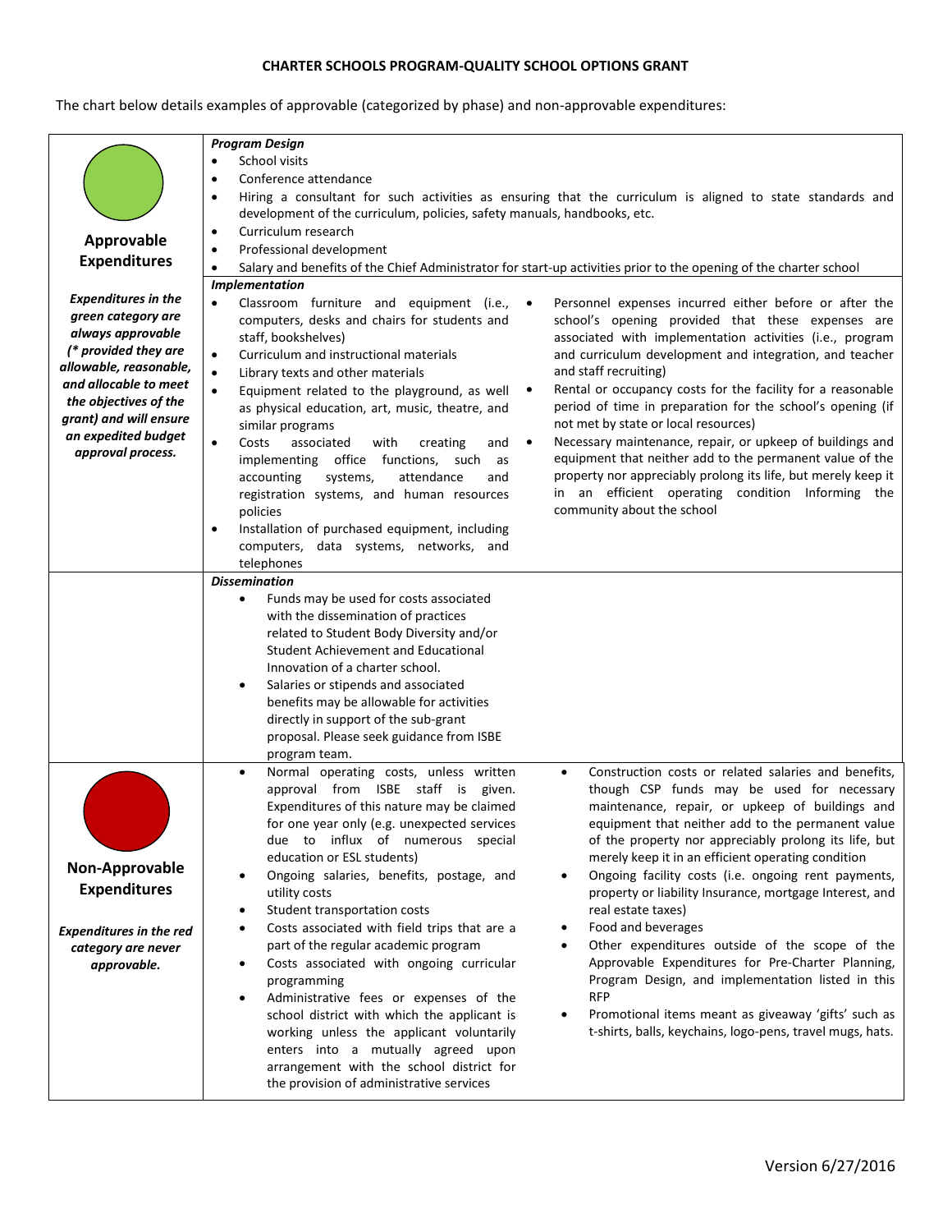**CHARTER SCHOOLS PROGRAM-QUALITY SCHOOL OPTIONS GRANT**

The chart below details examples of approvable (categorized by phase) and non-approvable expenditures:

## Approvable Expenditures

***Expenditures in the green category are always approvable (\* provided they are allowable, reasonable, and allocable to meet the objectives of the grant) and will ensure an expedited budget approval process.***

***Program Design***

- School visits
- Conference attendance
- Hiring a consultant for such activities as ensuring that the curriculum is aligned to state standards and development of the curriculum, policies, safety manuals, handbooks, etc.
- Curriculum research
- Professional development
- Salary and benefits of the Chief Administrator for start-up activities prior to the opening of the charter school

***Implementation***

- Classroom furniture and equipment (i.e., computers, desks and chairs for students and staff, bookshelves)
- Curriculum and instructional materials
- Library texts and other materials
- Equipment related to the playground, as well as physical education, art, music, theatre, and similar programs
- Costs associated with creating and implementing office functions, such as accounting systems, attendance and registration systems, and human resources policies
- Installation of purchased equipment, including computers, data systems, networks, and telephones
- Personnel expenses incurred either before or after the school's opening provided that these expenses are associated with implementation activities (i.e., program and curriculum development and integration, and teacher and staff recruiting)
- Rental or occupancy costs for the facility for a reasonable period of time in preparation for the school's opening (if not met by state or local resources)
- Necessary maintenance, repair, or upkeep of buildings and equipment that neither add to the permanent value of the property nor appreciably prolong its life, but merely keep it in an efficient operating condition Informing the community about the school

***Dissemination***

- Funds may be used for costs associated with the dissemination of practices related to Student Body Diversity and/or Student Achievement and Educational Innovation of a charter school.
- Salaries or stipends and associated benefits may be allowable for activities directly in support of the sub-grant proposal. Please seek guidance from ISBE program team.

## Non-Approvable Expenditures

***Expenditures in the red category are never approvable.***

- Normal operating costs, unless written approval from ISBE staff is given. Expenditures of this nature may be claimed for one year only (e.g. unexpected services due to influx of numerous special education or ESL students)
- Ongoing salaries, benefits, postage, and utility costs
- Student transportation costs
- Costs associated with field trips that are a part of the regular academic program
- Costs associated with ongoing curricular programming
- Administrative fees or expenses of the school district with which the applicant is working unless the applicant voluntarily enters into a mutually agreed upon arrangement with the school district for the provision of administrative services
- Construction costs or related salaries and benefits, though CSP funds may be used for necessary maintenance, repair, or upkeep of buildings and equipment that neither add to the permanent value of the property nor appreciably prolong its life, but merely keep it in an efficient operating condition
- Ongoing facility costs (i.e. ongoing rent payments, property or liability Insurance, mortgage Interest, and real estate taxes)
- Food and beverages
- Other expenditures outside of the scope of the Approvable Expenditures for Pre-Charter Planning, Program Design, and implementation listed in this RFP
- Promotional items meant as giveaway 'gifts' such as t-shirts, balls, keychains, logo-pens, travel mugs, hats.

Version 6/27/2016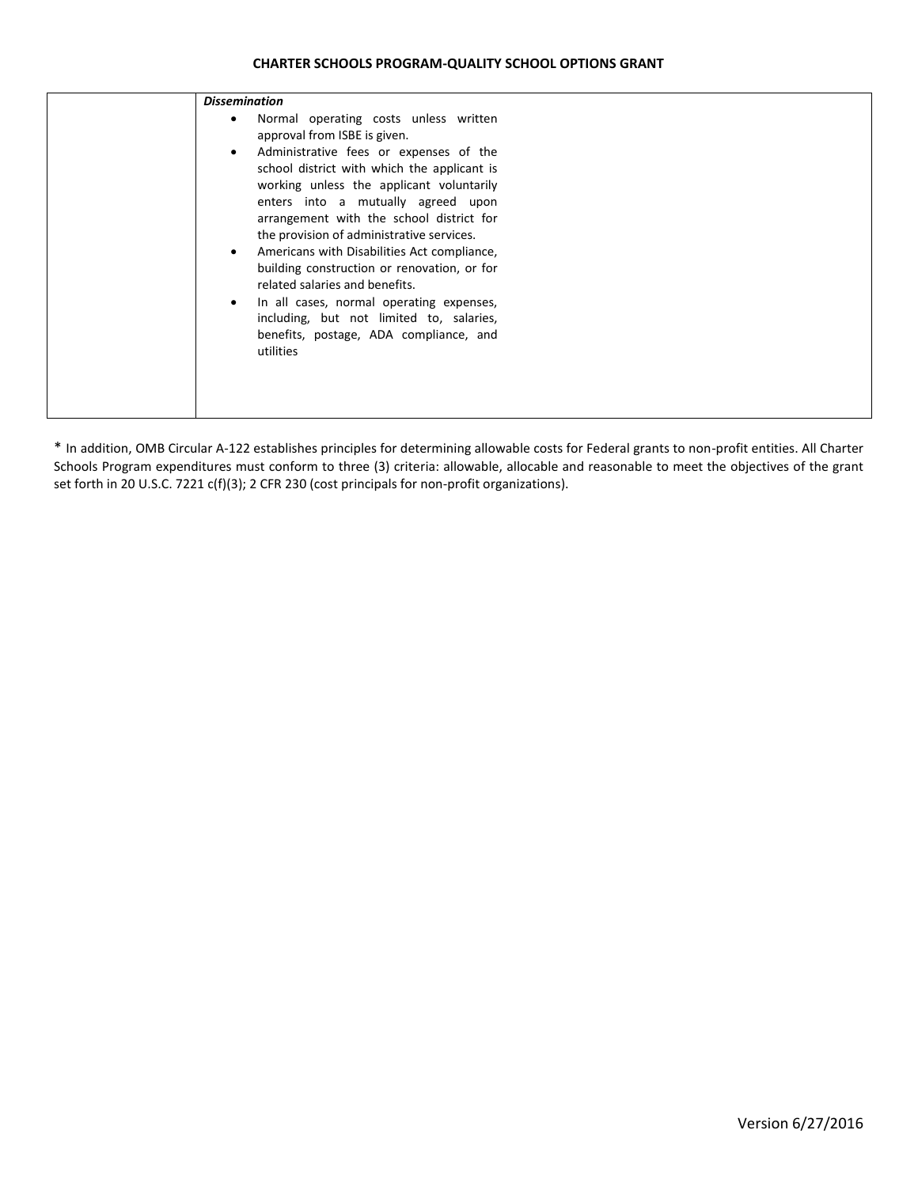| | |
|---|---|
| | ***Dissemination*** <br>• Normal operating costs unless written approval from ISBE is given.<br>• Administrative fees or expenses of the school district with which the applicant is working unless the applicant voluntarily enters into a mutually agreed upon arrangement with the school district for the provision of administrative services.<br>• Americans with Disabilities Act compliance, building construction or renovation, or for related salaries and benefits.<br>• In all cases, normal operating expenses, including, but not limited to, salaries, benefits, postage, ADA compliance, and utilities |

* In addition, OMB Circular A-122 establishes principles for determining allowable costs for Federal grants to non-profit entities. All Charter Schools Program expenditures must conform to three (3) criteria: allowable, allocable and reasonable to meet the objectives of the grant set forth in 20 U.S.C. 7221 c(f)(3); 2 CFR 230 (cost principals for non-profit organizations).

Version 6/27/2016